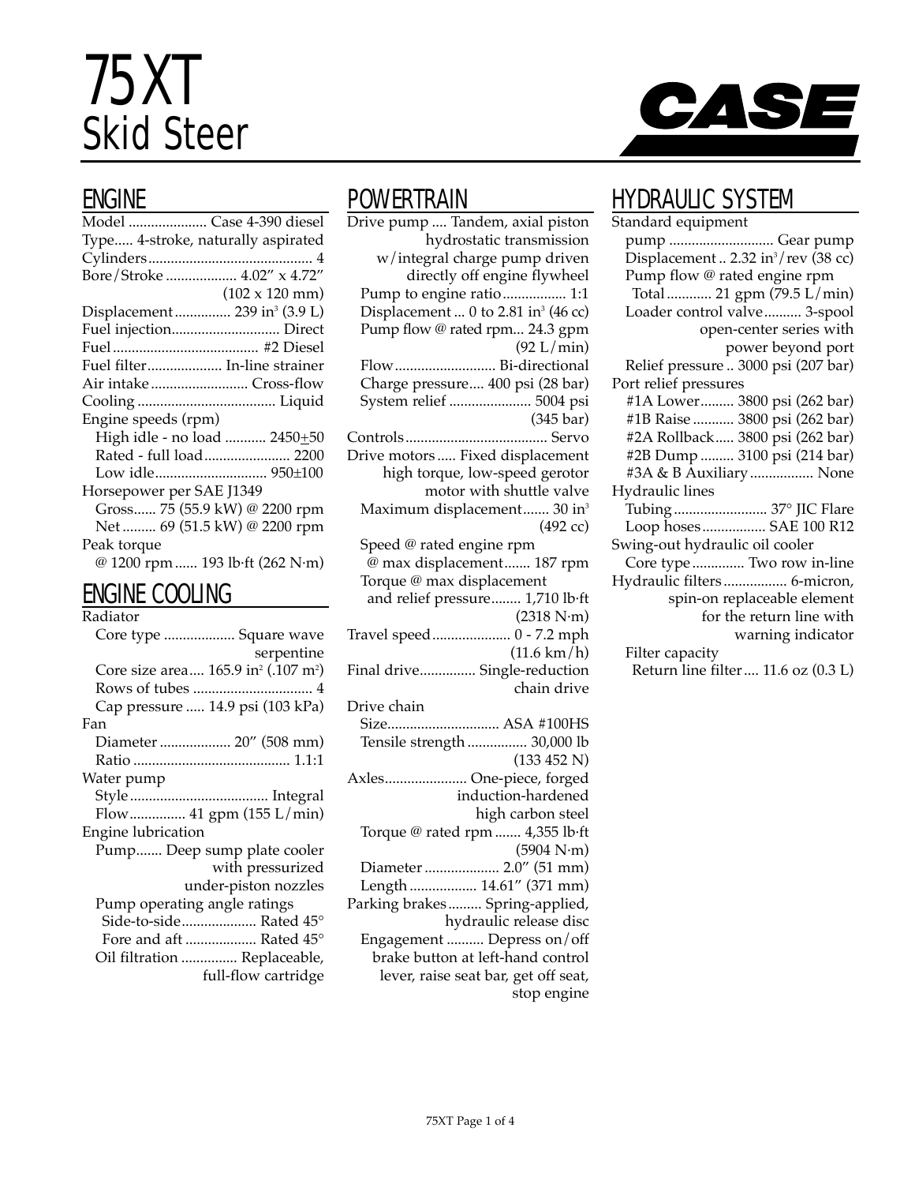# 75XT Skid Steer

CASE

## ENGINE

Model ..................... Case 4-390 diesel
Type..... 4-stroke, naturally aspirated
Cylinders ........................................... 4
Bore/Stroke ................... 4.02" x 4.72" (102 x 120 mm)
Displacement ............... 239 in³ (3.9 L)
Fuel injection............................. Direct
Fuel ....................................... #2 Diesel
Fuel filter.................... In-line strainer
Air intake .......................... Cross-flow
Cooling ..................................... Liquid
Engine speeds (rpm)
- High idle - no load ........... 2450±50
- Rated - full load....................... 2200
- Low idle............................. 950±100

Horsepower per SAE J1349
- Gross...... 75 (55.9 kW) @ 2200 rpm
- Net ......... 69 (51.5 kW) @ 2200 rpm

Peak torque
- @ 1200 rpm ...... 193 lb·ft (262 N·m)

## ENGINE COOLING

Radiator
- Core type ................... Square wave serpentine
- Core size area.... 165.9 in² (.107 m²)
- Rows of tubes ................................ 4
- Cap pressure ..... 14.9 psi (103 kPa)

Fan
- Diameter ................... 20" (508 mm)
- Ratio .......................................... 1.1:1

Water pump
- Style ..................................... Integral
- Flow............... 41 gpm (155 L/min)

Engine lubrication
- Pump....... Deep sump plate cooler with pressurized under-piston nozzles
- Pump operating angle ratings
  - Side-to-side.................... Rated 45°
  - Fore and aft ................... Rated 45°
- Oil filtration ............... Replaceable, full-flow cartridge

## POWERTRAIN

Drive pump .... Tandem, axial piston hydrostatic transmission w/integral charge pump driven directly off engine flywheel
- Pump to engine ratio................. 1:1
- Displacement ... 0 to 2.81 in³ (46 cc)
- Pump flow @ rated rpm... 24.3 gpm (92 L/min)
- Flow........................... Bi-directional
- Charge pressure.... 400 psi (28 bar)
- System relief ...................... 5004 psi (345 bar)

Controls ..................................... Servo
Drive motors ..... Fixed displacement high torque, low-speed gerotor motor with shuttle valve
- Maximum displacement....... 30 in³ (492 cc)
- Speed @ rated engine rpm @ max displacement....... 187 rpm
- Torque @ max displacement and relief pressure........ 1,710 lb·ft (2318 N·m)

Travel speed..................... 0 - 7.2 mph (11.6 km/h)
Final drive............... Single-reduction chain drive
Drive chain
- Size.............................. ASA #100HS
- Tensile strength ................ 30,000 lb (133 452 N)

Axles...................... One-piece, forged induction-hardened high carbon steel
- Torque @ rated rpm ....... 4,355 lb·ft (5904 N·m)
- Diameter .................... 2.0" (51 mm)
- Length .................. 14.61" (371 mm)

Parking brakes......... Spring-applied, hydraulic release disc
- Engagement .......... Depress on/off brake button at left-hand control lever, raise seat bar, get off seat, stop engine

## HYDRAULIC SYSTEM

Standard equipment
- pump ............................ Gear pump
- Displacement .. 2.32 in³/rev (38 cc)
- Pump flow @ rated engine rpm
  - Total ............ 21 gpm (79.5 L/min)
- Loader control valve.......... 3-spool open-center series with power beyond port
- Relief pressure .. 3000 psi (207 bar)

Port relief pressures
- #1A Lower......... 3800 psi (262 bar)
- #1B Raise ........... 3800 psi (262 bar)
- #2A Rollback..... 3800 psi (262 bar)
- #2B Dump ......... 3100 psi (214 bar)
- #3A & B Auxiliary ................. None

Hydraulic lines
- Tubing ......................... 37° JIC Flare
- Loop hoses................. SAE 100 R12

Swing-out hydraulic oil cooler
- Core type .............. Two row in-line

Hydraulic filters ................. 6-micron, spin-on replaceable element for the return line with warning indicator
- Filter capacity
  - Return line filter .... 11.6 oz (0.3 L)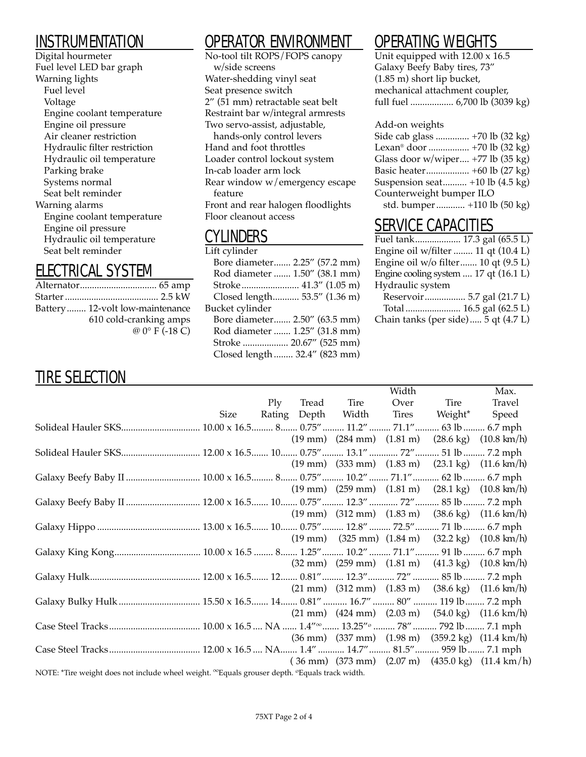## INSTRUMENTATION

Digital hourmeter
Fuel level LED bar graph
Warning lights
- Fuel level
- Voltage
- Engine coolant temperature
- Engine oil pressure
- Air cleaner restriction
- Hydraulic filter restriction
- Hydraulic oil temperature
- Parking brake
- Systems normal
- Seat belt reminder

Warning alarms
- Engine coolant temperature
- Engine oil pressure
- Hydraulic oil temperature
- Seat belt reminder

## ELECTRICAL SYSTEM

Alternator................................ 65 amp
Starter....................................... 2.5 kW
Battery........ 12-volt low-maintenance
610 cold-cranking amps
@ 0° F (-18 C)

## OPERATOR ENVIRONMENT

No-tool tilt ROPS/FOPS canopy w/side screens
Water-shedding vinyl seat
Seat presence switch
2″ (51 mm) retractable seat belt
Restraint bar w/integral armrests
Two servo-assist, adjustable, hands-only control levers
Hand and foot throttles
Loader control lockout system
In-cab loader arm lock
Rear window w/emergency escape feature
Front and rear halogen floodlights
Floor cleanout access

## CYLINDERS

Lift cylinder
- Bore diameter....... 2.25″ (57.2 mm)
- Rod diameter ....... 1.50″ (38.1 mm)
- Stroke........................ 41.3″ (1.05 m)
- Closed length........... 53.5″ (1.36 m)

Bucket cylinder
- Bore diameter....... 2.50″ (63.5 mm)
- Rod diameter ....... 1.25″ (31.8 mm)
- Stroke ................... 20.67″ (525 mm)
- Closed length........ 32.4″ (823 mm)

## OPERATING WEIGHTS

Unit equipped with 12.00 x 16.5 Galaxy Beefy Baby tires, 73″ (1.85 m) short lip bucket, mechanical attachment coupler, full fuel ................. 6,700 lb (3039 kg)

Add-on weights
- Side cab glass .............. +70 lb (32 kg)
- Lexan® door ................. +70 lb (32 kg)
- Glass door w/wiper.... +77 lb (35 kg)
- Basic heater.................. +60 lb (27 kg)
- Suspension seat.......... +10 lb (4.5 kg)
- Counterweight bumper ILO std. bumper............ +110 lb (50 kg)

## SERVICE CAPACITIES

Fuel tank................... 17.3 gal (65.5 L)
Engine oil w/filter ........ 11 qt (10.4 L)
Engine oil w/o filter....... 10 qt (9.5 L)
Engine cooling system .... 17 qt (16.1 L)
Hydraulic system
- Reservoir................. 5.7 gal (21.7 L)
- Total....................... 16.5 gal (62.5 L)

Chain tanks (per side)..... 5 qt (4.7 L)

## TIRE SELECTION

| | Size | Ply Rating | Tread Depth | Tire Width | Width Over Tires | Tire Weight* | Max. Travel Speed |
|---|---|---|---|---|---|---|---|
| Solideal Hauler SKS | 10.00 x 16.5 | 8 | 0.75″ (19 mm) | 11.2″ (284 mm) | 71.1″ (1.81 m) | 63 lb (28.6 kg) | 6.7 mph (10.8 km/h) |
| Solideal Hauler SKS | 12.00 x 16.5 | 10 | 0.75″ (19 mm) | 13.1″ (333 mm) | 72″ (1.83 m) | 51 lb (23.1 kg) | 7.2 mph (11.6 km/h) |
| Galaxy Beefy Baby II | 10.00 x 16.5 | 8 | 0.75″ (19 mm) | 10.2″ (259 mm) | 71.1″ (1.81 m) | 62 lb (28.1 kg) | 6.7 mph (10.8 km/h) |
| Galaxy Beefy Baby II | 12.00 x 16.5 | 10 | 0.75″ (19 mm) | 12.3″ (312 mm) | 72″ (1.83 m) | 85 lb (38.6 kg) | 7.2 mph (11.6 km/h) |
| Galaxy Hippo | 13.00 x 16.5 | 10 | 0.75″ (19 mm) | 12.8″ (325 mm) | 72.5″ (1.84 m) | 71 lb (32.2 kg) | 6.7 mph (10.8 km/h) |
| Galaxy King Kong | 10.00 x 16.5 | 8 | 1.25″ (32 mm) | 10.2″ (259 mm) | 71.1″ (1.81 m) | 91 lb (41.3 kg) | 6.7 mph (10.8 km/h) |
| Galaxy Hulk | 12.00 x 16.5 | 12 | 0.81″ (21 mm) | 12.3″ (312 mm) | 72″ (1.83 m) | 85 lb (38.6 kg) | 7.2 mph (11.6 km/h) |
| Galaxy Bulky Hulk | 15.50 x 16.5 | 14 | 0.81″ (21 mm) | 16.7″ (424 mm) | 80″ (2.03 m) | 119 lb (54.0 kg) | 7.2 mph (11.6 km/h) |
| Case Steel Tracks | 10.00 x 16.5 | NA | 1.4″∞ (36 mm) | 13.25″ø (337 mm) | 78″ (1.98 m) | 792 lb (359.2 kg) | 7.1 mph (11.4 km/h) |
| Case Steel Tracks | 12.00 x 16.5 | NA | 1.4″ (36 mm) | 14.7″ (373 mm) | 81.5″ (2.07 m) | 959 lb (435.0 kg) | 7.1 mph (11.4 km/h) |

NOTE: *Tire weight does not include wheel weight. ∞Equals grouser depth. øEquals track width.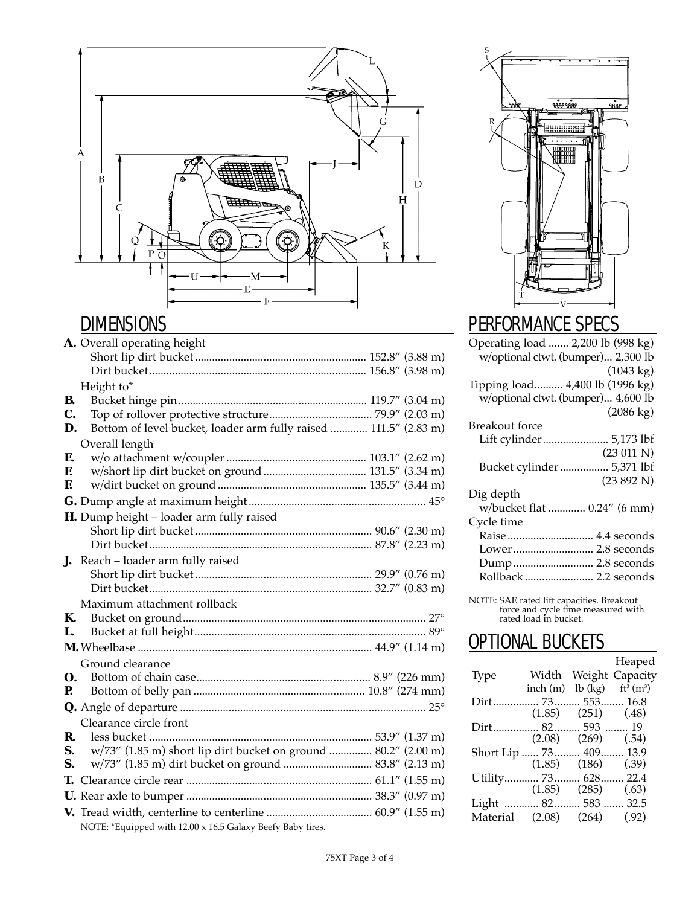## DIMENSIONS

**A.** Overall operating height
- Short lip dirt bucket .......... 152.8″ (3.88 m)
- Dirt bucket .......... 156.8″ (3.98 m)

Height to*

**B.** Bucket hinge pin .......... 119.7″ (3.04 m)

**C.** Top of rollover protective structure .......... 79.9″ (2.03 m)

**D.** Bottom of level bucket, loader arm fully raised .......... 111.5″ (2.83 m)

Overall length

**E.** w/o attachment w/coupler .......... 103.1″ (2.62 m)

**F.** w/short lip dirt bucket on ground .......... 131.5″ (3.34 m)

**F.** w/dirt bucket on ground .......... 135.5″ (3.44 m)

**G.** Dump angle at maximum height .......... 45°

**H.** Dump height – loader arm fully raised
- Short lip dirt bucket .......... 90.6″ (2.30 m)
- Dirt bucket .......... 87.8″ (2.23 m)

**J.** Reach – loader arm fully raised
- Short lip dirt bucket .......... 29.9″ (0.76 m)
- Dirt bucket .......... 32.7″ (0.83 m)

Maximum attachment rollback

**K.** Bucket on ground .......... 27°

**L.** Bucket at full height .......... 89°

**M.** Wheelbase .......... 44.9″ (1.14 m)

Ground clearance

**O.** Bottom of chain case .......... 8.9″ (226 mm)

**P.** Bottom of belly pan .......... 10.8″ (274 mm)

**Q.** Angle of departure .......... 25°

Clearance circle front

**R.** less bucket .......... 53.9″ (1.37 m)

**S.** w/73″ (1.85 m) short lip dirt bucket on ground .......... 80.2″ (2.00 m)

**S.** w/73″ (1.85 m) dirt bucket on ground .......... 83.8″ (2.13 m)

**T.** Clearance circle rear .......... 61.1″ (1.55 m)

**U.** Rear axle to bumper .......... 38.3″ (0.97 m)

**V.** Tread width, centerline to centerline .......... 60.9″ (1.55 m)

NOTE: *Equipped with 12.00 x 16.5 Galaxy Beefy Baby tires.

## PERFORMANCE SPECS

Operating load .......... 2,200 lb (998 kg)
- w/optional ctwt. (bumper)... 2,300 lb (1043 kg)

Tipping load.......... 4,400 lb (1996 kg)
- w/optional ctwt. (bumper)... 4,600 lb (2086 kg)

Breakout force
- Lift cylinder .......... 5,173 lbf (23 011 N)
- Bucket cylinder .......... 5,371 lbf (23 892 N)

Dig depth
- w/bucket flat .......... 0.24″ (6 mm)

Cycle time
- Raise .......... 4.4 seconds
- Lower .......... 2.8 seconds
- Dump .......... 2.8 seconds
- Rollback .......... 2.2 seconds

NOTE: SAE rated lift capacities. Breakout force and cycle time measured with rated load in bucket.

## OPTIONAL BUCKETS

| Type | Width inch (m) | Weight lb (kg) | Heaped Capacity ft³ (m³) |
|---|---|---|---|
| Dirt | 73 (1.85) | 553 (251) | 16.8 (.48) |
| Dirt | 82 (2.08) | 593 (269) | 19 (.54) |
| Short Lip | 73 (1.85) | 409 (186) | 13.9 (.39) |
| Utility | 73 (1.85) | 628 (285) | 22.4 (.63) |
| Light Material | 82 (2.08) | 583 (264) | 32.5 (.92) |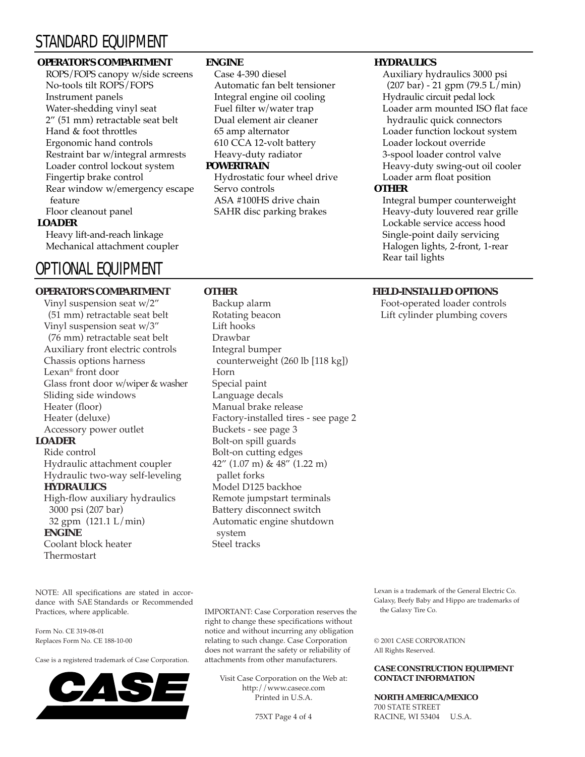# STANDARD EQUIPMENT

**OPERATOR'S COMPARTMENT**
- ROPS/FOPS canopy w/side screens
- No-tools tilt ROPS/FOPS
- Instrument panels
- Water-shedding vinyl seat
- 2" (51 mm) retractable seat belt
- Hand & foot throttles
- Ergonomic hand controls
- Restraint bar w/integral armrests
- Loader control lockout system
- Fingertip brake control
- Rear window w/emergency escape feature
- Floor cleanout panel

**LOADER**
- Heavy lift-and-reach linkage
- Mechanical attachment coupler

**ENGINE**
- Case 4-390 diesel
- Automatic fan belt tensioner
- Integral engine oil cooling
- Fuel filter w/water trap
- Dual element air cleaner
- 65 amp alternator
- 610 CCA 12-volt battery
- Heavy-duty radiator

**POWERTRAIN**
- Hydrostatic four wheel drive
- Servo controls
- ASA #100HS drive chain
- SAHR disc parking brakes

**HYDRAULICS**
- Auxiliary hydraulics 3000 psi (207 bar) - 21 gpm (79.5 L/min)
- Hydraulic circuit pedal lock
- Loader arm mounted ISO flat face hydraulic quick connectors
- Loader function lockout system
- Loader lockout override
- 3-spool loader control valve
- Heavy-duty swing-out oil cooler
- Loader arm float position

**OTHER**
- Integral bumper counterweight
- Heavy-duty louvered rear grille
- Lockable service access hood
- Single-point daily servicing
- Halogen lights, 2-front, 1-rear
- Rear tail lights

# OPTIONAL EQUIPMENT

**OPERATOR'S COMPARTMENT**
- Vinyl suspension seat w/2" (51 mm) retractable seat belt
- Vinyl suspension seat w/3" (76 mm) retractable seat belt
- Auxiliary front electric controls
- Chassis options harness
- Lexan® front door
- Glass front door w/wiper & washer
- Sliding side windows
- Heater (floor)
- Heater (deluxe)
- Accessory power outlet

**LOADER**
- Ride control
- Hydraulic attachment coupler
- Hydraulic two-way self-leveling

**HYDRAULICS**
- High-flow auxiliary hydraulics 3000 psi (207 bar) 32 gpm (121.1 L/min)

**ENGINE**
- Coolant block heater
- Thermostart

**OTHER**
- Backup alarm
- Rotating beacon
- Lift hooks
- Drawbar
- Integral bumper counterweight (260 lb [118 kg])
- Horn
- Special paint
- Language decals
- Manual brake release
- Factory-installed tires - see page 2
- Buckets - see page 3
- Bolt-on spill guards
- Bolt-on cutting edges
- 42" (1.07 m) & 48" (1.22 m) pallet forks
- Model D125 backhoe
- Remote jumpstart terminals
- Battery disconnect switch
- Automatic engine shutdown system
- Steel tracks

**FIELD-INSTALLED OPTIONS**
- Foot-operated loader controls
- Lift cylinder plumbing covers

NOTE: All specifications are stated in accordance with SAE Standards or Recommended Practices, where applicable.

Form No. CE 319-08-01
Replaces Form No. CE 188-10-00

Case is a registered trademark of Case Corporation.

CASE

IMPORTANT: Case Corporation reserves the right to change these specifications without notice and without incurring any obligation relating to such change. Case Corporation does not warrant the safety or reliability of attachments from other manufacturers.

Visit Case Corporation on the Web at:
http://www.casece.com
Printed in U.S.A.

75XT

Lexan is a trademark of the General Electric Co.
Galaxy, Beefy Baby and Hippo are trademarks of the Galaxy Tire Co.

© 2001 CASE CORPORATION
All Rights Reserved.

**CASE CONSTRUCTION EQUIPMENT CONTACT INFORMATION**

**NORTH AMERICA/MEXICO**
700 STATE STREET
RACINE, WI 53404 U.S.A.